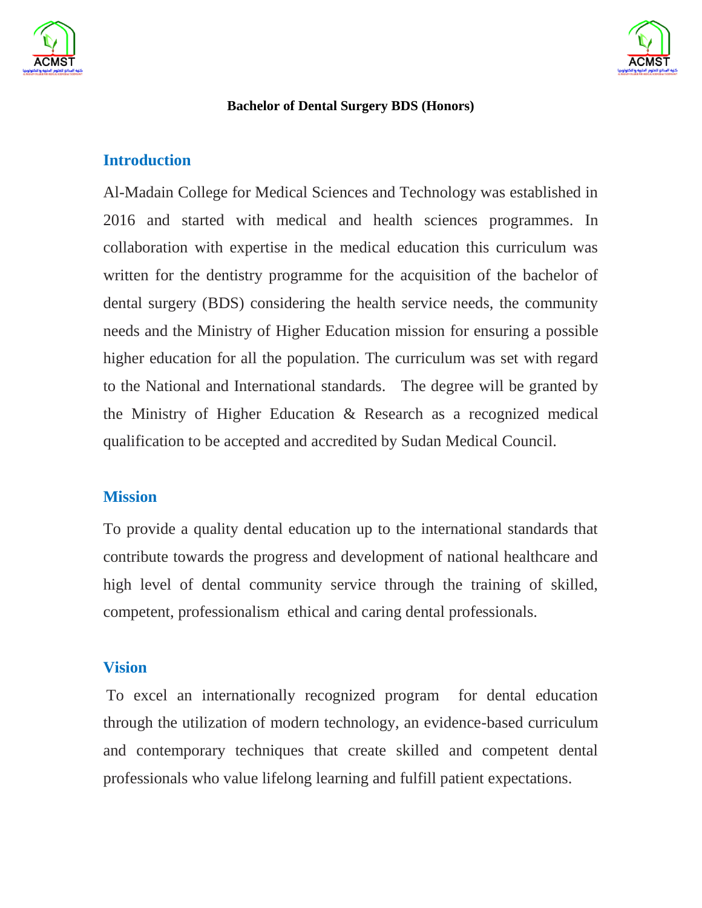**Bachelor of Dental Surgery BDS (Honors)**

## Introduction

Al-Madain College for Medical Sciences and Technology was established in 2016 and started with medical and health sciences programmes. In collaboration with expertise in the medical education this curriculum was written for the dentistry programme for the acquisition of the bachelor of dental surgery (BDS) considering the health service needs, the community needs and the Ministry of Higher Education mission for ensuring a possible higher education for all the population. The curriculum was set with regard to the National and International standards. The degree will be granted by the Ministry of Higher Education & Research as a recognized medical qualification to be accepted and accredited by Sudan Medical Council.

## Mission

To provide a quality dental education up to the international standards that contribute towards the progress and development of national healthcare and high level of dental community service through the training of skilled, competent, professionalism ethical and caring dental professionals.

## Vision

To excel an internationally recognized program for dental education through the utilization of modern technology, an evidence-based curriculum and contemporary techniques that create skilled and competent dental professionals who value lifelong learning and fulfill patient expectations.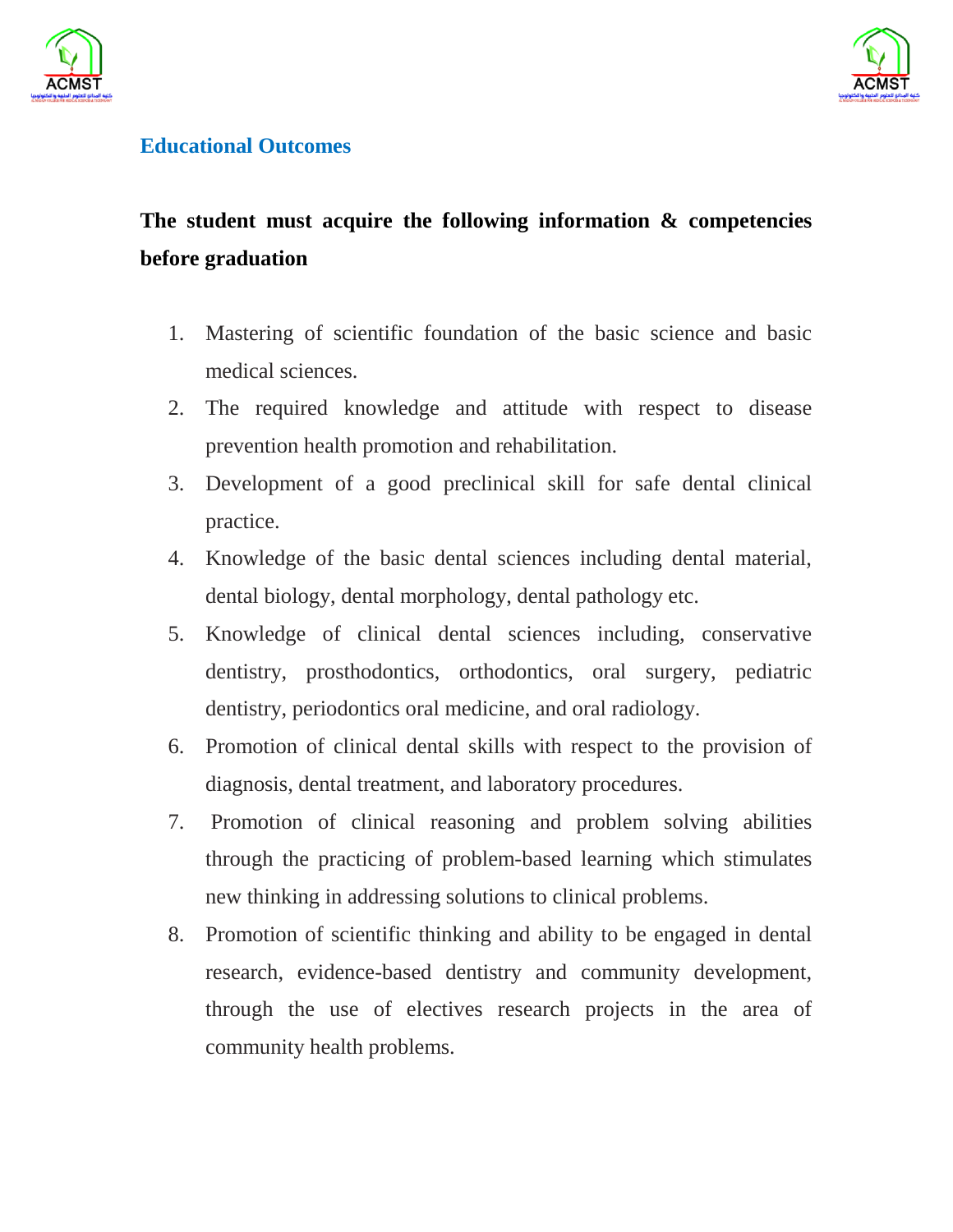## Educational Outcomes

**The student must acquire the following information & competencies before graduation**

1. Mastering of scientific foundation of the basic science and basic medical sciences.
2. The required knowledge and attitude with respect to disease prevention health promotion and rehabilitation.
3. Development of a good preclinical skill for safe dental clinical practice.
4. Knowledge of the basic dental sciences including dental material, dental biology, dental morphology, dental pathology etc.
5. Knowledge of clinical dental sciences including, conservative dentistry, prosthodontics, orthodontics, oral surgery, pediatric dentistry, periodontics oral medicine, and oral radiology.
6. Promotion of clinical dental skills with respect to the provision of diagnosis, dental treatment, and laboratory procedures.
7. Promotion of clinical reasoning and problem solving abilities through the practicing of problem-based learning which stimulates new thinking in addressing solutions to clinical problems.
8. Promotion of scientific thinking and ability to be engaged in dental research, evidence-based dentistry and community development, through the use of electives research projects in the area of community health problems.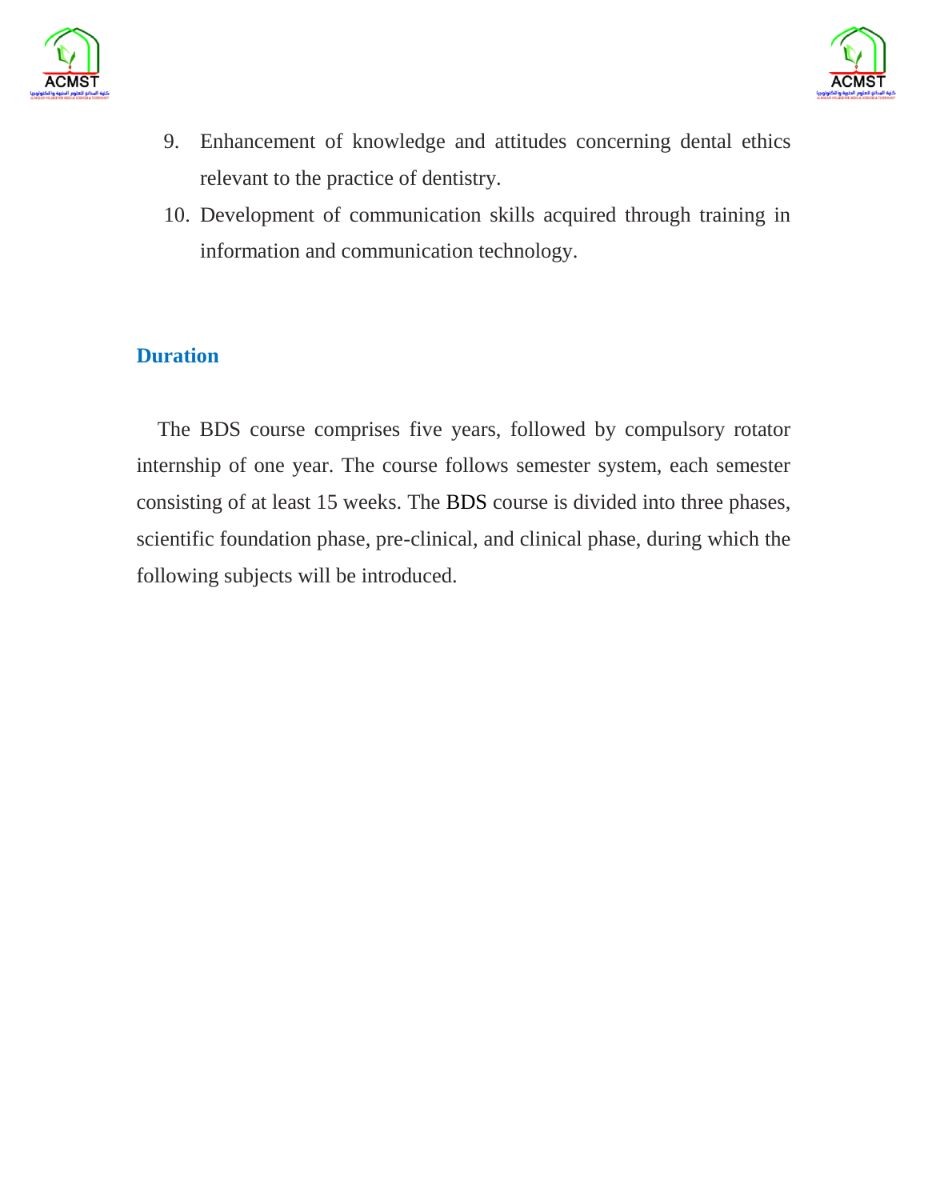9. Enhancement of knowledge and attitudes concerning dental ethics relevant to the practice of dentistry.
10. Development of communication skills acquired through training in information and communication technology.

## Duration

The BDS course comprises five years, followed by compulsory rotator internship of one year. The course follows semester system, each semester consisting of at least 15 weeks. The BDS course is divided into three phases, scientific foundation phase, pre-clinical, and clinical phase, during which the following subjects will be introduced.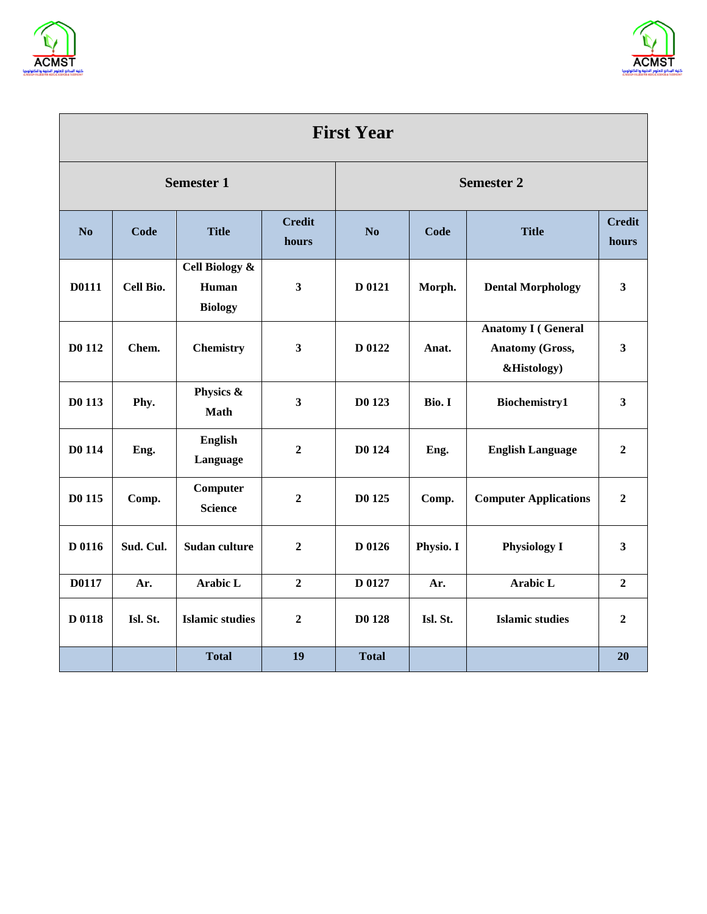| First Year | | | | | | | |
|---|---|---|---|---|---|---|---|
| **Semester 1** | | | | **Semester 2** | | | |
| **No** | **Code** | **Title** | **Credit hours** | **No** | **Code** | **Title** | **Credit hours** |
| **D0111** | **Cell Bio.** | **Cell Biology & Human Biology** | **3** | **D 0121** | **Morph.** | **Dental Morphology** | **3** |
| **D0 112** | **Chem.** | **Chemistry** | **3** | **D 0122** | **Anat.** | **Anatomy I ( General Anatomy (Gross, &Histology)** | **3** |
| **D0 113** | **Phy.** | **Physics & Math** | **3** | **D0 123** | **Bio. I** | **Biochemistry1** | **3** |
| **D0 114** | **Eng.** | **English Language** | **2** | **D0 124** | **Eng.** | **English Language** | **2** |
| **D0 115** | **Comp.** | **Computer Science** | **2** | **D0 125** | **Comp.** | **Computer Applications** | **2** |
| **D 0116** | **Sud. Cul.** | **Sudan culture** | **2** | **D 0126** | **Physio. I** | **Physiology I** | **3** |
| **D0117** | **Ar.** | **Arabic L** | **2** | **D 0127** | **Ar.** | **Arabic L** | **2** |
| **D 0118** | **Isl. St.** | **Islamic studies** | **2** | **D0 128** | **Isl. St.** | **Islamic studies** | **2** |
| | | **Total** | **19** | **Total** | | | **20** |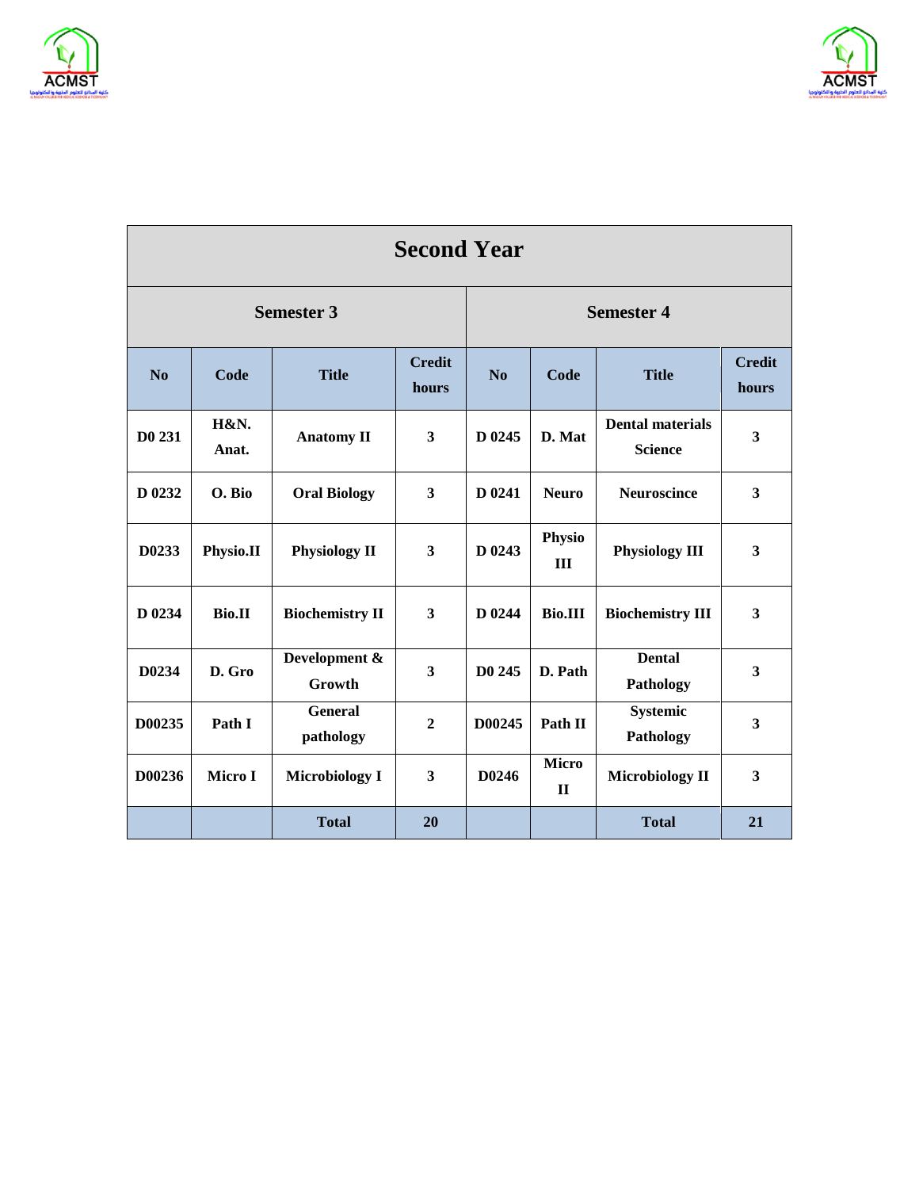| Second Year | | | | | | | |
|---|---|---|---|---|---|---|---|
| **Semester 3** | | | | **Semester 4** | | | |
| **No** | **Code** | **Title** | **Credit hours** | **No** | **Code** | **Title** | **Credit hours** |
| **D0 231** | **H&N. Anat.** | **Anatomy II** | **3** | **D 0245** | **D. Mat** | **Dental materials Science** | **3** |
| **D 0232** | **O. Bio** | **Oral Biology** | **3** | **D 0241** | **Neuro** | **Neuroscince** | **3** |
| **D0233** | **Physio.II** | **Physiology II** | **3** | **D 0243** | **Physio III** | **Physiology III** | **3** |
| **D 0234** | **Bio.II** | **Biochemistry II** | **3** | **D 0244** | **Bio.III** | **Biochemistry III** | **3** |
| **D0234** | **D. Gro** | **Development & Growth** | **3** | **D0 245** | **D. Path** | **Dental Pathology** | **3** |
| **D00235** | **Path I** | **General pathology** | **2** | **D00245** | **Path II** | **Systemic Pathology** | **3** |
| **D00236** | **Micro I** | **Microbiology I** | **3** | **D0246** | **Micro II** | **Microbiology II** | **3** |
| | | **Total** | **20** | | | **Total** | **21** |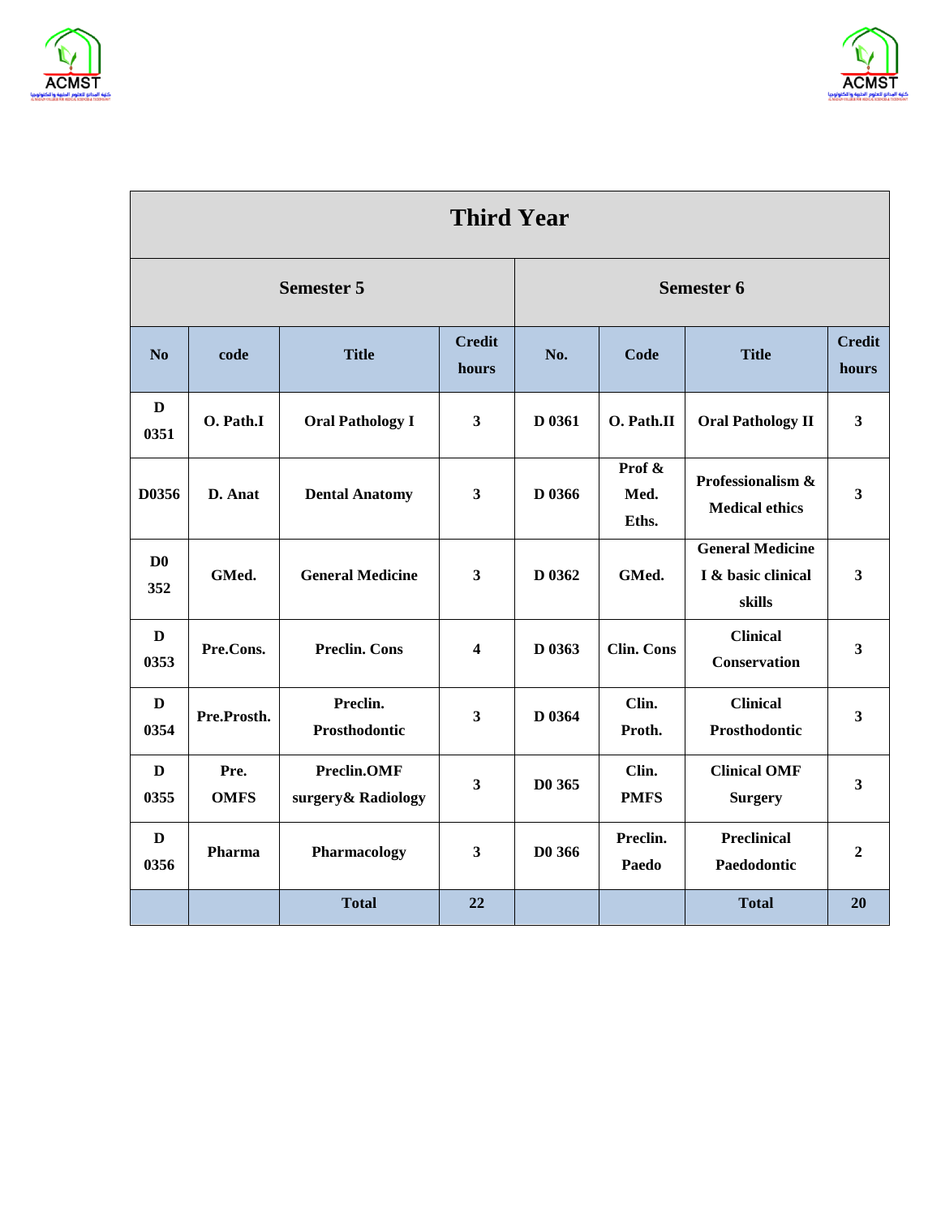| Third Year | | | | | | | |
|---|---|---|---|---|---|---|---|
| **Semester 5** | | | | **Semester 6** | | | |
| **No** | **code** | **Title** | **Credit hours** | **No.** | **Code** | **Title** | **Credit hours** |
| **D 0351** | **O. Path.I** | **Oral Pathology I** | **3** | **D 0361** | **O. Path.II** | **Oral Pathology II** | **3** |
| **D0356** | **D. Anat** | **Dental Anatomy** | **3** | **D 0366** | **Prof & Med. Eths.** | **Professionalism & Medical ethics** | **3** |
| **D0 352** | **GMed.** | **General Medicine** | **3** | **D 0362** | **GMed.** | **General Medicine I & basic clinical skills** | **3** |
| **D 0353** | **Pre.Cons.** | **Preclin. Cons** | **4** | **D 0363** | **Clin. Cons** | **Clinical Conservation** | **3** |
| **D 0354** | **Pre.Prosth.** | **Preclin. Prosthodontic** | **3** | **D 0364** | **Clin. Proth.** | **Clinical Prosthodontic** | **3** |
| **D 0355** | **Pre. OMFS** | **Preclin.OMF surgery& Radiology** | **3** | **D0 365** | **Clin. PMFS** | **Clinical OMF Surgery** | **3** |
| **D 0356** | **Pharma** | **Pharmacology** | **3** | **D0 366** | **Preclin. Paedo** | **Preclinical Paedodontic** | **2** |
| | | **Total** | **22** | | | **Total** | **20** |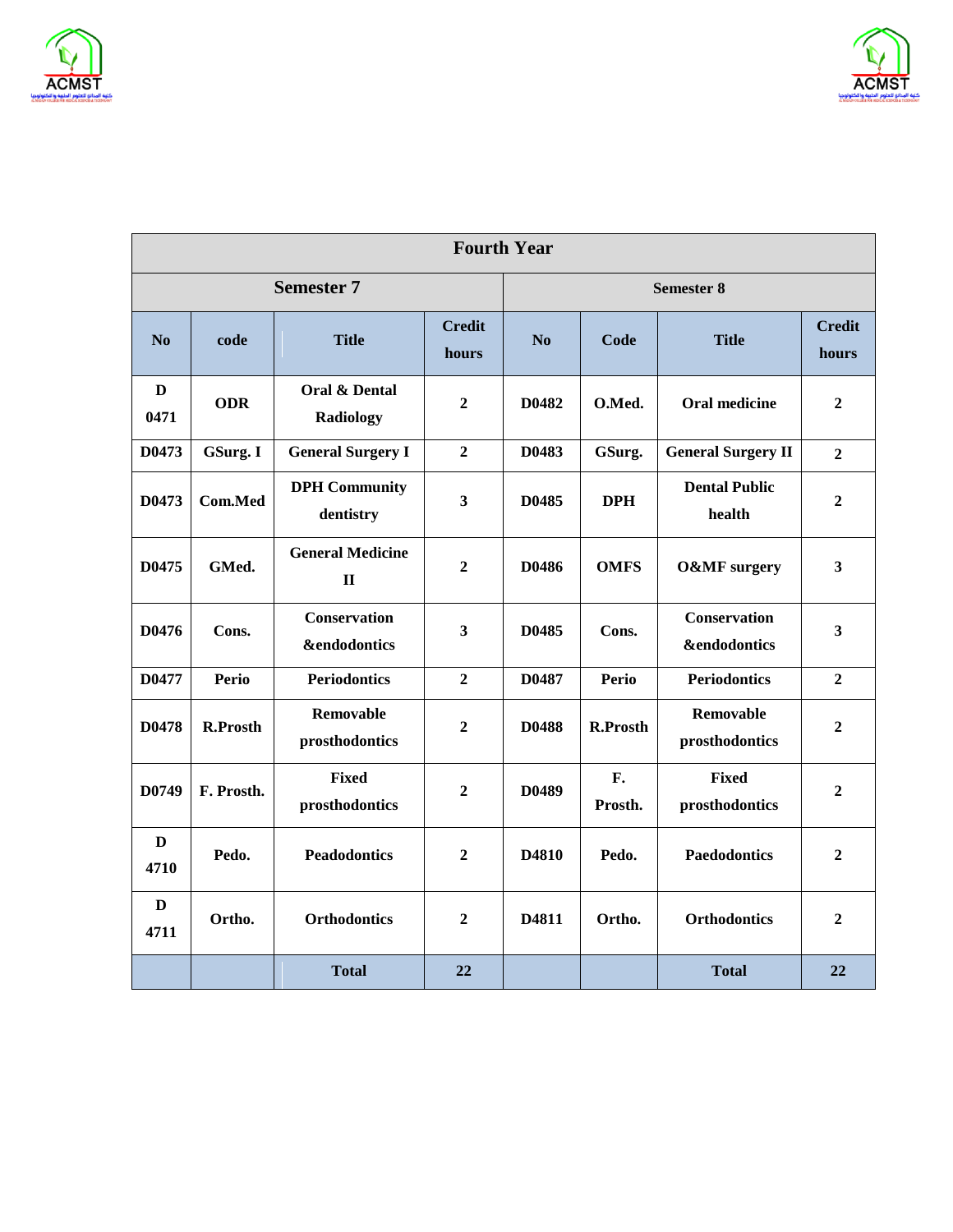| Fourth Year | | | | | | | |
|---|---|---|---|---|---|---|---|
| **Semester 7** | | | | **Semester 8** | | | |
| **No** | **code** | **Title** | **Credit hours** | **No** | **Code** | **Title** | **Credit hours** |
| **D 0471** | **ODR** | **Oral & Dental Radiology** | **2** | **D0482** | **O.Med.** | **Oral medicine** | **2** |
| **D0473** | **GSurg. I** | **General Surgery I** | **2** | **D0483** | **GSurg.** | **General Surgery II** | **2** |
| **D0473** | **Com.Med** | **DPH Community dentistry** | **3** | **D0485** | **DPH** | **Dental Public health** | **2** |
| **D0475** | **GMed.** | **General Medicine II** | **2** | **D0486** | **OMFS** | **O&MF surgery** | **3** |
| **D0476** | **Cons.** | **Conservation &endodontics** | **3** | **D0485** | **Cons.** | **Conservation &endodontics** | **3** |
| **D0477** | **Perio** | **Periodontics** | **2** | **D0487** | **Perio** | **Periodontics** | **2** |
| **D0478** | **R.Prosth** | **Removable prosthodontics** | **2** | **D0488** | **R.Prosth** | **Removable prosthodontics** | **2** |
| **D0749** | **F. Prosth.** | **Fixed prosthodontics** | **2** | **D0489** | **F. Prosth.** | **Fixed prosthodontics** | **2** |
| **D 4710** | **Pedo.** | **Peadodontics** | **2** | **D4810** | **Pedo.** | **Paedodontics** | **2** |
| **D 4711** | **Ortho.** | **Orthodontics** | **2** | **D4811** | **Ortho.** | **Orthodontics** | **2** |
| | | **Total** | **22** | | | **Total** | **22** |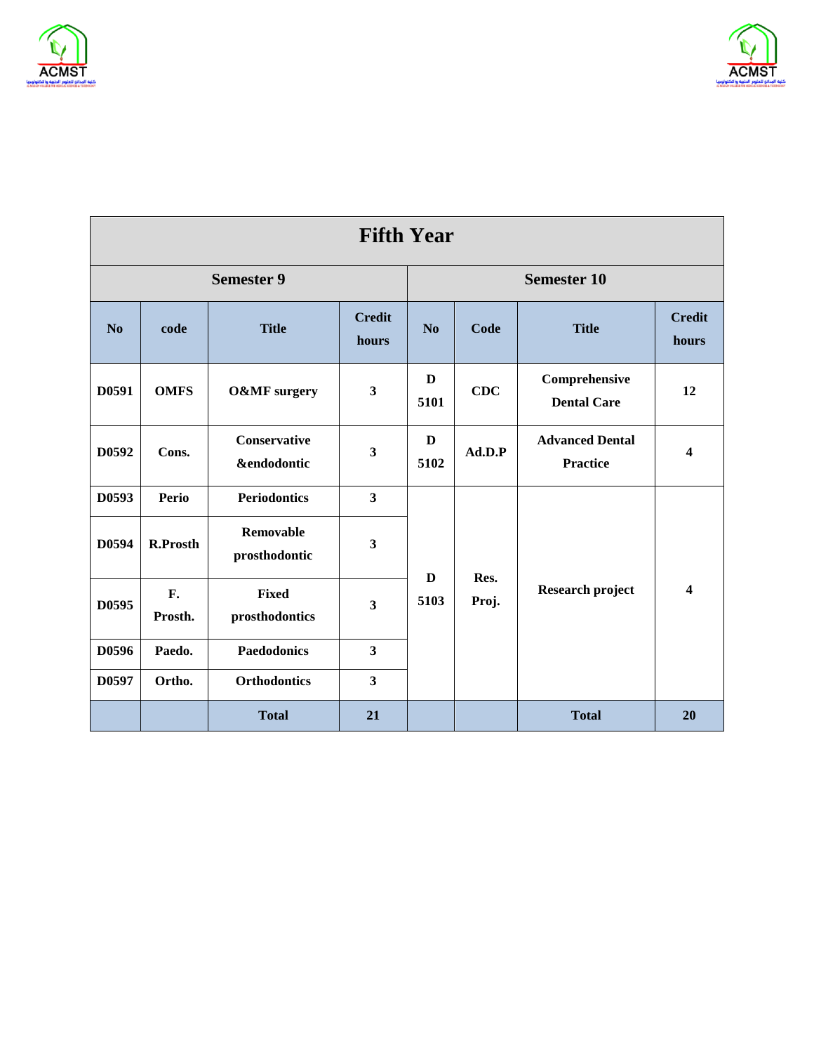| Fifth Year | | | | | | | |
|---|---|---|---|---|---|---|---|
| Semester 9 | | | | Semester 10 | | | |
| No | code | Title | Credit hours | No | Code | Title | Credit hours |
| D0591 | OMFS | O&MF surgery | 3 | D 5101 | CDC | Comprehensive Dental Care | 12 |
| D0592 | Cons. | Conservative &endodontic | 3 | D 5102 | Ad.D.P | Advanced Dental Practice | 4 |
| D0593 | Perio | Periodontics | 3 | D 5103 | Res. Proj. | Research project | 4 |
| D0594 | R.Prosth | Removable prosthodontic | 3 | | | | |
| D0595 | F. Prosth. | Fixed prosthodontics | 3 | | | | |
| D0596 | Paedo. | Paedodonics | 3 | | | | |
| D0597 | Ortho. | Orthodontics | 3 | | | | |
| | | Total | 21 | | | Total | 20 |